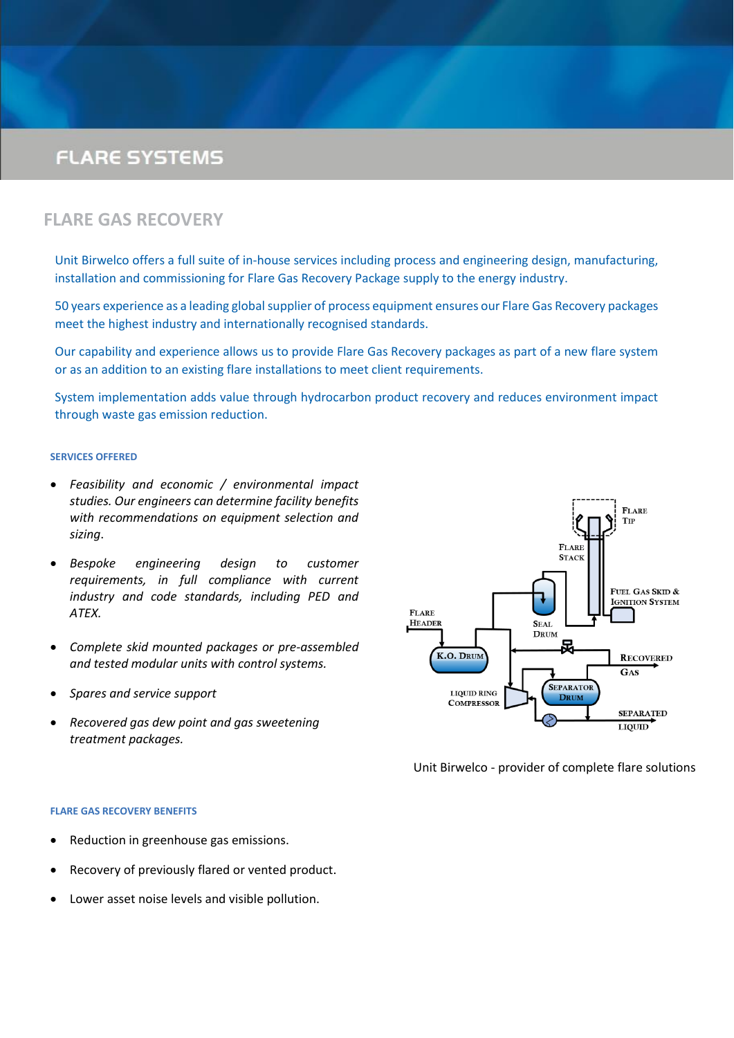# FLARE SYSTEMS

## FLARE GAS RECOVERY

Unit Birwelco offers a full suite of in-house services including process and engineering design, manufacturing, installation and commissioning for Flare Gas Recovery Package supply to the energy industry.

50 years experience as a leading global supplier of process equipment ensures our Flare Gas Recovery packages meet the highest industry and internationally recognised standards.

Our capability and experience allows us to provide Flare Gas Recovery packages as part of a new flare system or as an addition to an existing flare installations to meet client requirements.

System implementation adds value through hydrocarbon product recovery and reduces environment impact through waste gas emission reduction.

### SERVICES OFFERED

- *Feasibility and economic / environmental impact studies. Our engineers can determine facility benefits with recommendations on equipment selection and sizing.*
- *Bespoke engineering design to customer requirements, in full compliance with current industry and code standards, including PED and ATEX.*
- *Complete skid mounted packages or pre-assembled and tested modular units with control systems.*
- *Spares and service support*
- *Recovered gas dew point and gas sweetening treatment packages.*

Unit Birwelco - provider of complete flare solutions

### FLARE GAS RECOVERY BENEFITS

- Reduction in greenhouse gas emissions.
- Recovery of previously flared or vented product.
- Lower asset noise levels and visible pollution.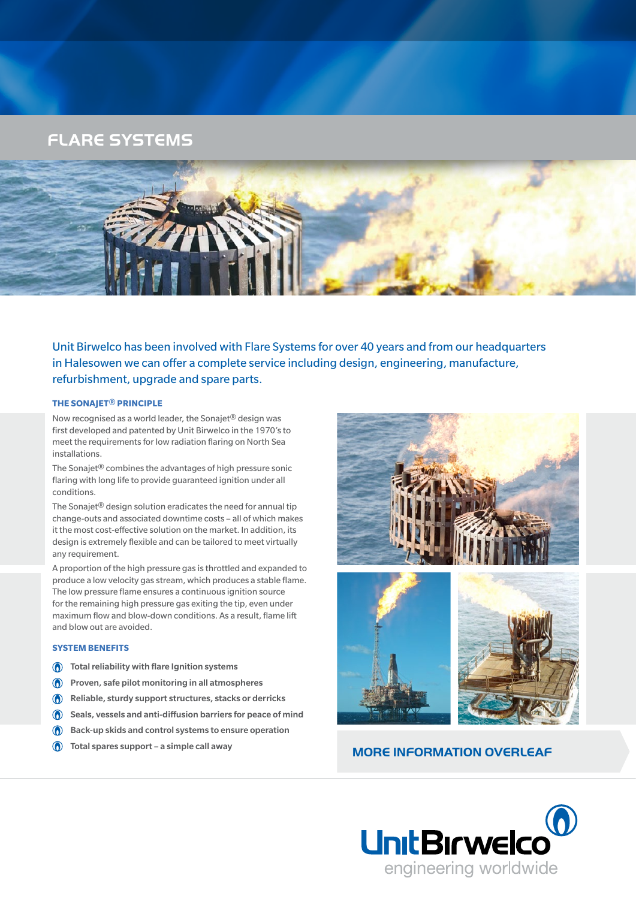# FLARE SYSTEMS

Unit Birwelco has been involved with Flare Systems for over 40 years and from our headquarters in Halesowen we can offer a complete service including design, engineering, manufacture, refurbishment, upgrade and spare parts.

### THE SONAJET® PRINCIPLE

Now recognised as a world leader, the Sonajet® design was first developed and patented by Unit Birwelco in the 1970's to meet the requirements for low radiation flaring on North Sea installations.

The Sonajet® combines the advantages of high pressure sonic flaring with long life to provide guaranteed ignition under all conditions.

The Sonajet® design solution eradicates the need for annual tip change-outs and associated downtime costs – all of which makes it the most cost-effective solution on the market. In addition, its design is extremely flexible and can be tailored to meet virtually any requirement.

A proportion of the high pressure gas is throttled and expanded to produce a low velocity gas stream, which produces a stable flame. The low pressure flame ensures a continuous ignition source for the remaining high pressure gas exiting the tip, even under maximum flow and blow-down conditions. As a result, flame lift and blow out are avoided.

### SYSTEM BENEFITS

- **Total reliability with flare Ignition systems**
- **Proven, safe pilot monitoring in all atmospheres**
- **Reliable, sturdy support structures, stacks or derricks**
- **Seals, vessels and anti-diffusion barriers for peace of mind**
- **Back-up skids and control systems to ensure operation**
- **Total spares support – a simple call away**

**MORE INFORMATION OVERLEAF**

UnitBirwelco
engineering worldwide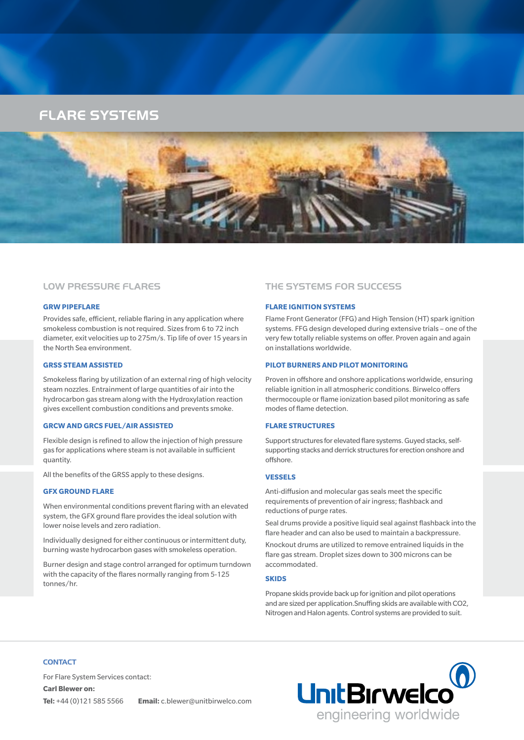# FLARE SYSTEMS

## LOW PRESSURE FLARES

### GRW PIPEFLARE

Provides safe, efficient, reliable flaring in any application where smokeless combustion is not required. Sizes from 6 to 72 inch diameter, exit velocities up to 275m/s. Tip life of over 15 years in the North Sea environment.

### GRSS STEAM ASSISTED

Smokeless flaring by utilization of an external ring of high velocity steam nozzles. Entrainment of large quantities of air into the hydrocarbon gas stream along with the Hydroxylation reaction gives excellent combustion conditions and prevents smoke.

### GRCW AND GRCS FUEL/AIR ASSISTED

Flexible design is refined to allow the injection of high pressure gas for applications where steam is not available in sufficient quantity.

All the benefits of the GRSS apply to these designs.

### GFX GROUND FLARE

When environmental conditions prevent flaring with an elevated system, the GFX ground flare provides the ideal solution with lower noise levels and zero radiation.

Individually designed for either continuous or intermittent duty, burning waste hydrocarbon gases with smokeless operation.

Burner design and stage control arranged for optimum turndown with the capacity of the flares normally ranging from 5-125 tonnes/hr.

## THE SYSTEMS FOR SUCCESS

### FLARE IGNITION SYSTEMS

Flame Front Generator (FFG) and High Tension (HT) spark ignition systems. FFG design developed during extensive trials – one of the very few totally reliable systems on offer. Proven again and again on installations worldwide.

### PILOT BURNERS AND PILOT MONITORING

Proven in offshore and onshore applications worldwide, ensuring reliable ignition in all atmospheric conditions. Birwelco offers thermocouple or flame ionization based pilot monitoring as safe modes of flame detection.

### FLARE STRUCTURES

Support structures for elevated flare systems. Guyed stacks, self-supporting stacks and derrick structures for erection onshore and offshore.

### VESSELS

Anti-diffusion and molecular gas seals meet the specific requirements of prevention of air ingress; flashback and reductions of purge rates.

Seal drums provide a positive liquid seal against flashback into the flare header and can also be used to maintain a backpressure.

Knockout drums are utilized to remove entrained liquids in the flare gas stream. Droplet sizes down to 300 microns can be accommodated.

### SKIDS

Propane skids provide back up for ignition and pilot operations and are sized per application.Snuffing skids are available with $CO_2$, Nitrogen and Halon agents. Control systems are provided to suit.

### CONTACT

For Flare System Services contact:

**Carl Blewer on:**

**Tel:** +44 (0)121 585 5566 **Email:** c.blewer@unitbirwelco.com

UnitBirwelco

engineering worldwide